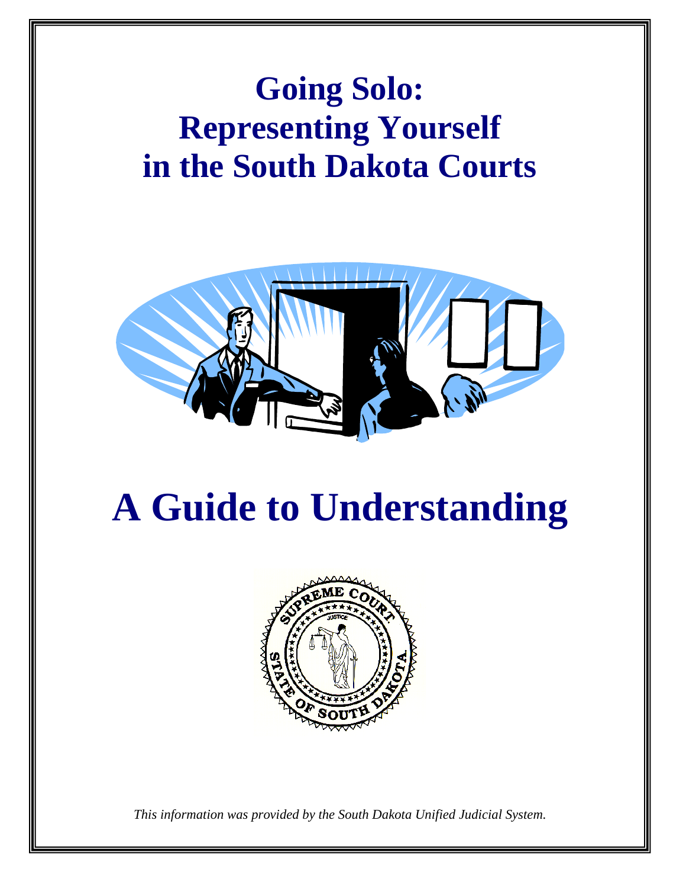# Going Solo: Representing Yourself in the South Dakota Courts

# A Guide to Understanding

*This information was provided by the South Dakota Unified Judicial System.*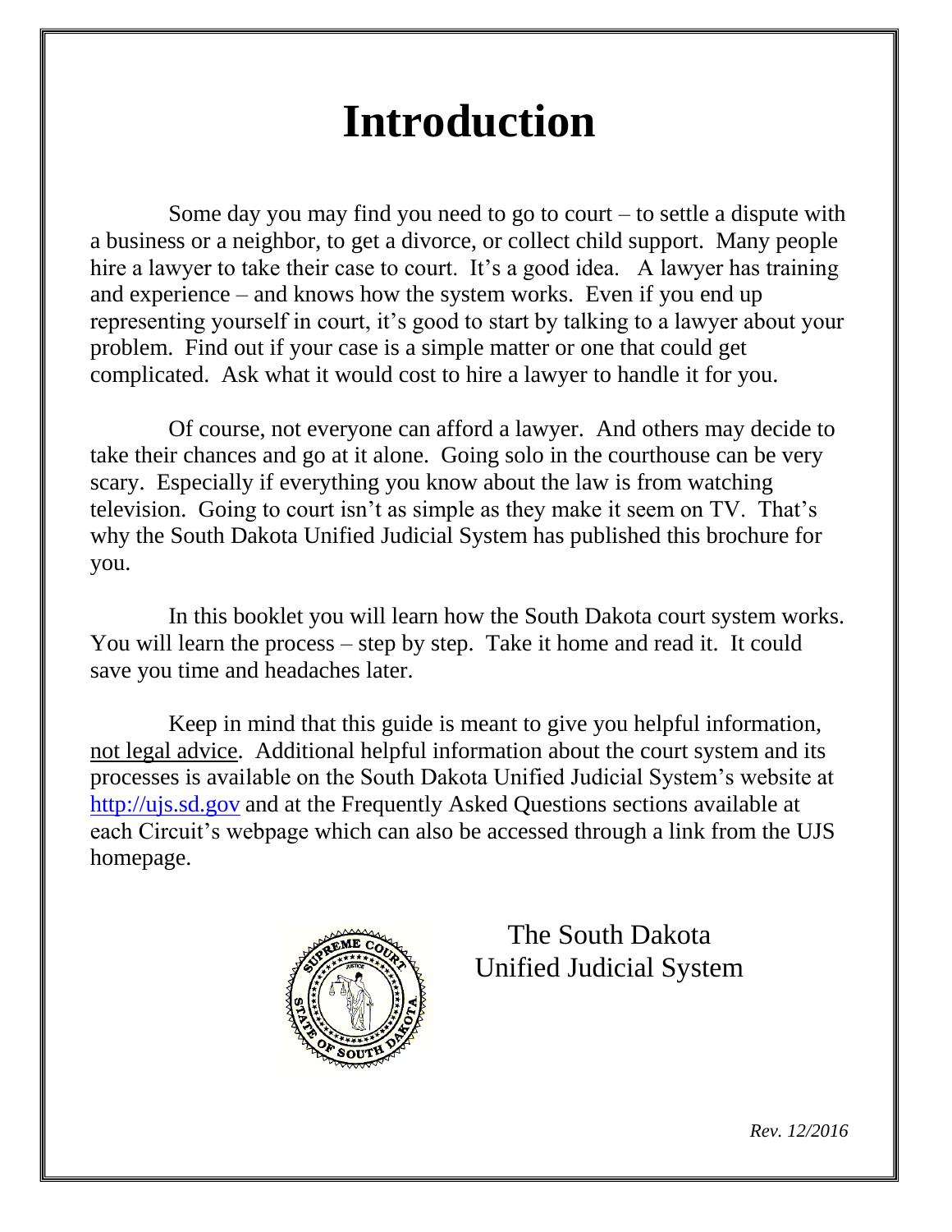# Introduction

Some day you may find you need to go to court – to settle a dispute with a business or a neighbor, to get a divorce, or collect child support. Many people hire a lawyer to take their case to court. It's a good idea. A lawyer has training and experience – and knows how the system works. Even if you end up representing yourself in court, it's good to start by talking to a lawyer about your problem. Find out if your case is a simple matter or one that could get complicated. Ask what it would cost to hire a lawyer to handle it for you.

Of course, not everyone can afford a lawyer. And others may decide to take their chances and go at it alone. Going solo in the courthouse can be very scary. Especially if everything you know about the law is from watching television. Going to court isn't as simple as they make it seem on TV. That's why the South Dakota Unified Judicial System has published this brochure for you.

In this booklet you will learn how the South Dakota court system works. You will learn the process – step by step. Take it home and read it. It could save you time and headaches later.

Keep in mind that this guide is meant to give you helpful information, not legal advice. Additional helpful information about the court system and its processes is available on the South Dakota Unified Judicial System's website at http://ujs.sd.gov and at the Frequently Asked Questions sections available at each Circuit's webpage which can also be accessed through a link from the UJS homepage.

The South Dakota
Unified Judicial System

*Rev. 12/2016*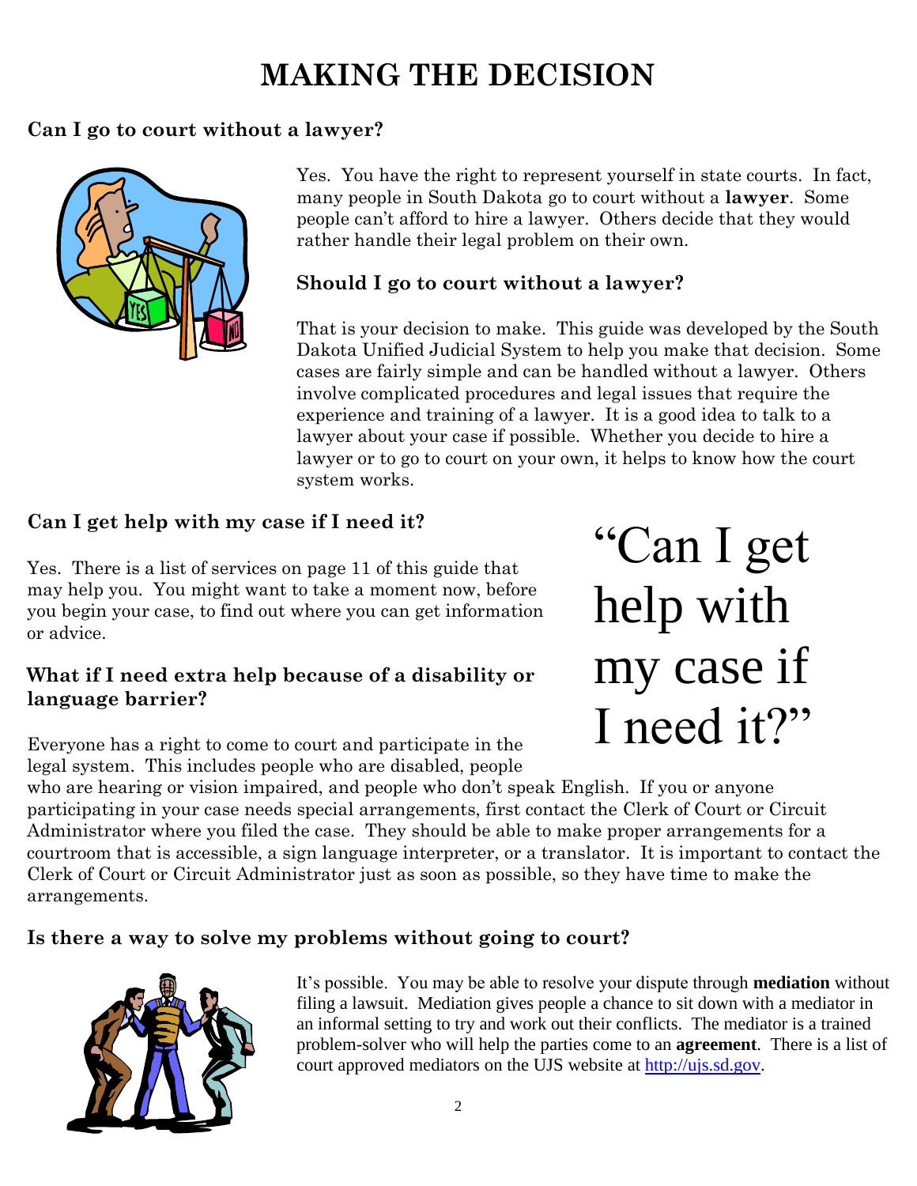# MAKING THE DECISION

### Can I go to court without a lawyer?

Yes. You have the right to represent yourself in state courts. In fact, many people in South Dakota go to court without a **lawyer**. Some people can't afford to hire a lawyer. Others decide that they would rather handle their legal problem on their own.

### Should I go to court without a lawyer?

That is your decision to make. This guide was developed by the South Dakota Unified Judicial System to help you make that decision. Some cases are fairly simple and can be handled without a lawyer. Others involve complicated procedures and legal issues that require the experience and training of a lawyer. It is a good idea to talk to a lawyer about your case if possible. Whether you decide to hire a lawyer or to go to court on your own, it helps to know how the court system works.

### Can I get help with my case if I need it?

Yes. There is a list of services on page 11 of this guide that may help you. You might want to take a moment now, before you begin your case, to find out where you can get information or advice.

"Can I get help with my case if I need it?"

### What if I need extra help because of a disability or language barrier?

Everyone has a right to come to court and participate in the legal system. This includes people who are disabled, people who are hearing or vision impaired, and people who don't speak English. If you or anyone participating in your case needs special arrangements, first contact the Clerk of Court or Circuit Administrator where you filed the case. They should be able to make proper arrangements for a courtroom that is accessible, a sign language interpreter, or a translator. It is important to contact the Clerk of Court or Circuit Administrator just as soon as possible, so they have time to make the arrangements.

### Is there a way to solve my problems without going to court?

It's possible. You may be able to resolve your dispute through **mediation** without filing a lawsuit. Mediation gives people a chance to sit down with a mediator in an informal setting to try and work out their conflicts. The mediator is a trained problem-solver who will help the parties come to an **agreement**. There is a list of court approved mediators on the UJS website at http://ujs.sd.gov.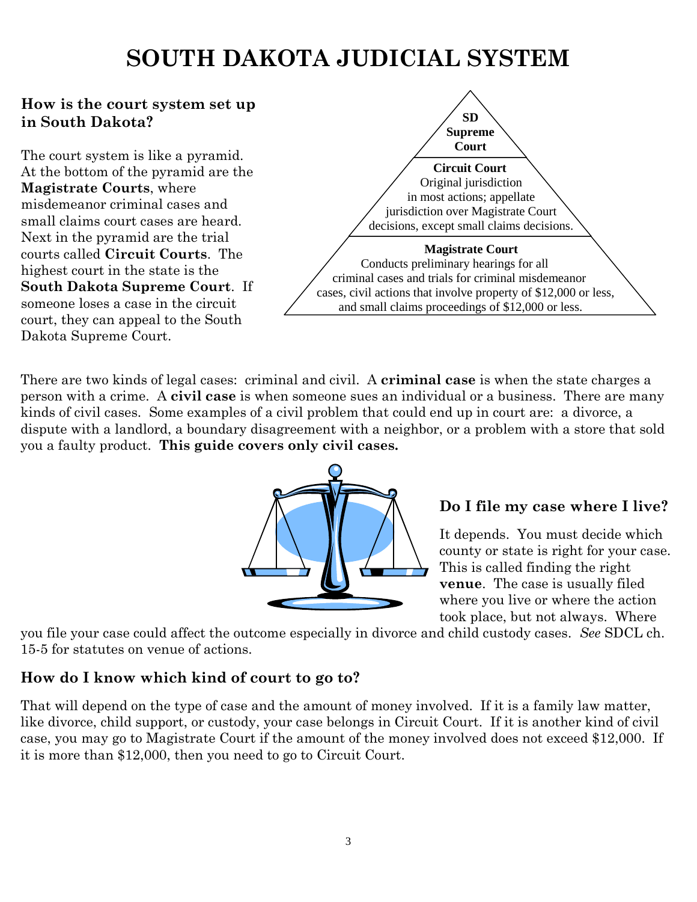# SOUTH DAKOTA JUDICIAL SYSTEM

### How is the court system set up in South Dakota?

The court system is like a pyramid. At the bottom of the pyramid are the **Magistrate Courts**, where misdemeanor criminal cases and small claims court cases are heard. Next in the pyramid are the trial courts called **Circuit Courts**. The highest court in the state is the **South Dakota Supreme Court**. If someone loses a case in the circuit court, they can appeal to the South Dakota Supreme Court.

**SD Supreme Court**

**Circuit Court**
Original jurisdiction in most actions; appellate jurisdiction over Magistrate Court decisions, except small claims decisions.

**Magistrate Court**
Conducts preliminary hearings for all criminal cases and trials for criminal misdemeanor cases, civil actions that involve property of $12,000 or less, and small claims proceedings of $12,000 or less.

There are two kinds of legal cases: criminal and civil. A **criminal case** is when the state charges a person with a crime. A **civil case** is when someone sues an individual or a business. There are many kinds of civil cases. Some examples of a civil problem that could end up in court are: a divorce, a dispute with a landlord, a boundary disagreement with a neighbor, or a problem with a store that sold you a faulty product. **This guide covers only civil cases.**

### Do I file my case where I live?

It depends. You must decide which county or state is right for your case. This is called finding the right **venue**. The case is usually filed where you live or where the action took place, but not always. Where you file your case could affect the outcome especially in divorce and child custody cases. *See* SDCL ch. 15-5 for statutes on venue of actions.

### How do I know which kind of court to go to?

That will depend on the type of case and the amount of money involved. If it is a family law matter, like divorce, child support, or custody, your case belongs in Circuit Court. If it is another kind of civil case, you may go to Magistrate Court if the amount of the money involved does not exceed $12,000. If it is more than $12,000, then you need to go to Circuit Court.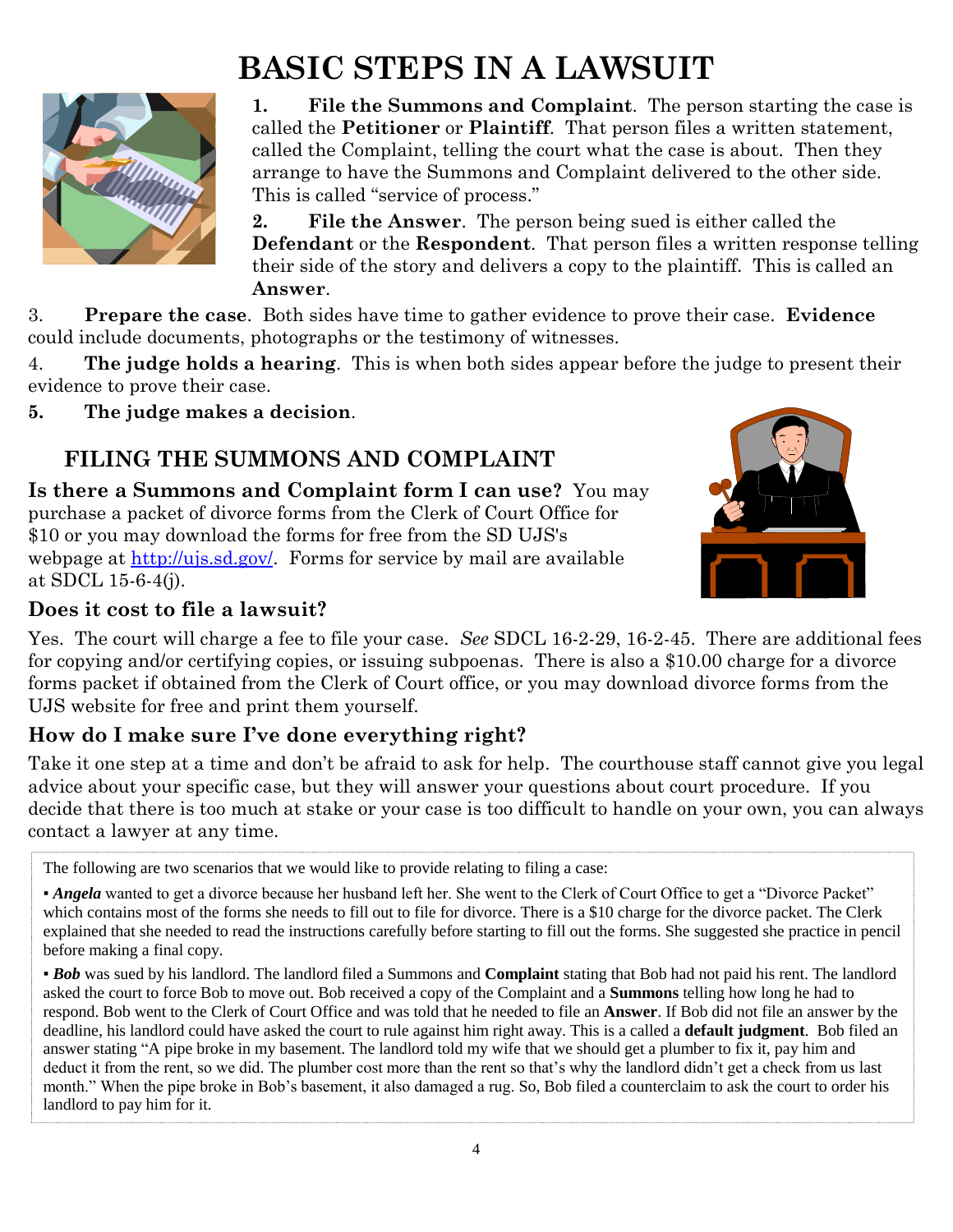# BASIC STEPS IN A LAWSUIT

1. **File the Summons and Complaint**. The person starting the case is called the **Petitioner** or **Plaintiff**. That person files a written statement, called the Complaint, telling the court what the case is about. Then they arrange to have the Summons and Complaint delivered to the other side. This is called "service of process."
2. **File the Answer**. The person being sued is either called the **Defendant** or the **Respondent**. That person files a written response telling their side of the story and delivers a copy to the plaintiff. This is called an **Answer**.
3. **Prepare the case**. Both sides have time to gather evidence to prove their case. **Evidence** could include documents, photographs or the testimony of witnesses.
4. **The judge holds a hearing**. This is when both sides appear before the judge to present their evidence to prove their case.
5. **The judge makes a decision**.

## FILING THE SUMMONS AND COMPLAINT

**Is there a Summons and Complaint form I can use?** You may purchase a packet of divorce forms from the Clerk of Court Office for $10 or you may download the forms for free from the SD UJS's webpage at http://ujs.sd.gov/. Forms for service by mail are available at SDCL 15-6-4(j).

### Does it cost to file a lawsuit?

Yes. The court will charge a fee to file your case. *See* SDCL 16-2-29, 16-2-45. There are additional fees for copying and/or certifying copies, or issuing subpoenas. There is also a $10.00 charge for a divorce forms packet if obtained from the Clerk of Court office, or you may download divorce forms from the UJS website for free and print them yourself.

### How do I make sure I've done everything right?

Take it one step at a time and don't be afraid to ask for help. The courthouse staff cannot give you legal advice about your specific case, but they will answer your questions about court procedure. If you decide that there is too much at stake or your case is too difficult to handle on your own, you can always contact a lawyer at any time.

The following are two scenarios that we would like to provide relating to filing a case:

▪ ***Angela*** wanted to get a divorce because her husband left her. She went to the Clerk of Court Office to get a "Divorce Packet" which contains most of the forms she needs to fill out to file for divorce. There is a $10 charge for the divorce packet. The Clerk explained that she needed to read the instructions carefully before starting to fill out the forms. She suggested she practice in pencil before making a final copy.

▪ ***Bob*** was sued by his landlord. The landlord filed a Summons and **Complaint** stating that Bob had not paid his rent. The landlord asked the court to force Bob to move out. Bob received a copy of the Complaint and a **Summons** telling how long he had to respond. Bob went to the Clerk of Court Office and was told that he needed to file an **Answer**. If Bob did not file an answer by the deadline, his landlord could have asked the court to rule against him right away. This is a called a **default judgment**. Bob filed an answer stating "A pipe broke in my basement. The landlord told my wife that we should get a plumber to fix it, pay him and deduct it from the rent, so we did. The plumber cost more than the rent so that's why the landlord didn't get a check from us last month." When the pipe broke in Bob's basement, it also damaged a rug. So, Bob filed a counterclaim to ask the court to order his landlord to pay him for it.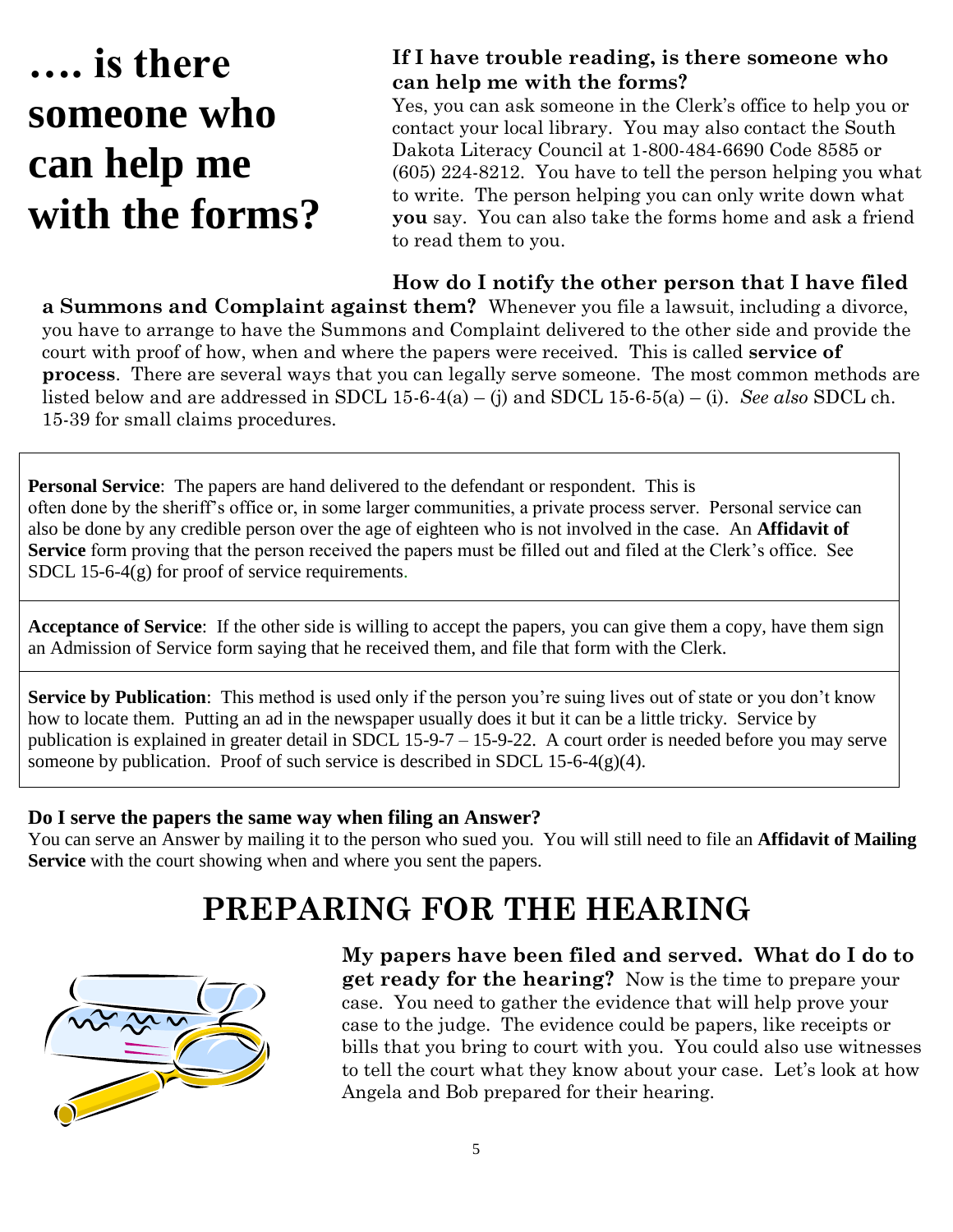# …. is there someone who can help me with the forms?

**If I have trouble reading, is there someone who can help me with the forms?**
Yes, you can ask someone in the Clerk's office to help you or contact your local library. You may also contact the South Dakota Literacy Council at 1-800-484-6690 Code 8585 or (605) 224-8212. You have to tell the person helping you what to write. The person helping you can only write down what **you** say. You can also take the forms home and ask a friend to read them to you.

**How do I notify the other person that I have filed a Summons and Complaint against them?** Whenever you file a lawsuit, including a divorce, you have to arrange to have the Summons and Complaint delivered to the other side and provide the court with proof of how, when and where the papers were received. This is called **service of process**. There are several ways that you can legally serve someone. The most common methods are listed below and are addressed in SDCL 15-6-4(a) – (j) and SDCL 15-6-5(a) – (i). *See also* SDCL ch. 15-39 for small claims procedures.

**Personal Service**: The papers are hand delivered to the defendant or respondent. This is often done by the sheriff's office or, in some larger communities, a private process server. Personal service can also be done by any credible person over the age of eighteen who is not involved in the case. An **Affidavit of Service** form proving that the person received the papers must be filled out and filed at the Clerk's office. See SDCL 15-6-4(g) for proof of service requirements.

**Acceptance of Service**: If the other side is willing to accept the papers, you can give them a copy, have them sign an Admission of Service form saying that he received them, and file that form with the Clerk.

**Service by Publication**: This method is used only if the person you're suing lives out of state or you don't know how to locate them. Putting an ad in the newspaper usually does it but it can be a little tricky. Service by publication is explained in greater detail in SDCL 15-9-7 – 15-9-22. A court order is needed before you may serve someone by publication. Proof of such service is described in SDCL 15-6-4(g)(4).

**Do I serve the papers the same way when filing an Answer?**
You can serve an Answer by mailing it to the person who sued you. You will still need to file an **Affidavit of Mailing Service** with the court showing when and where you sent the papers.

# PREPARING FOR THE HEARING

**My papers have been filed and served. What do I do to get ready for the hearing?** Now is the time to prepare your case. You need to gather the evidence that will help prove your case to the judge. The evidence could be papers, like receipts or bills that you bring to court with you. You could also use witnesses to tell the court what they know about your case. Let's look at how Angela and Bob prepared for their hearing.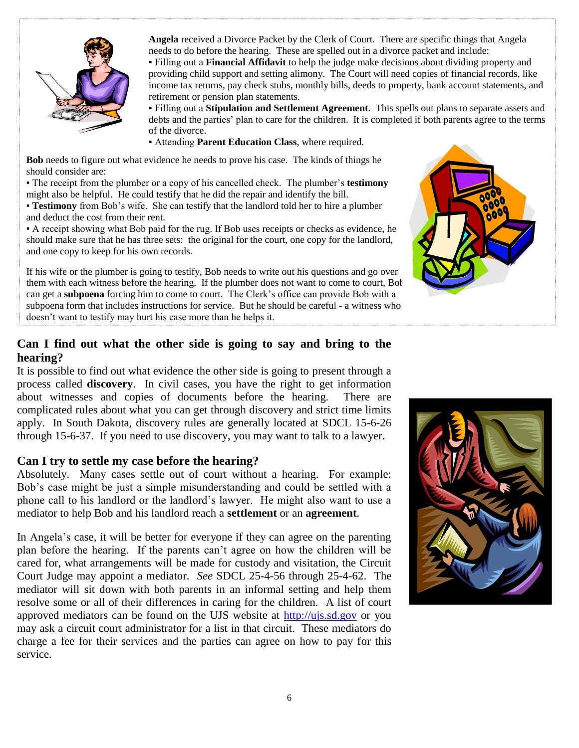**Angela** received a Divorce Packet by the Clerk of Court. There are specific things that Angela needs to do before the hearing. These are spelled out in a divorce packet and include:

- Filling out a **Financial Affidavit** to help the judge make decisions about dividing property and providing child support and setting alimony. The Court will need copies of financial records, like income tax returns, pay check stubs, monthly bills, deeds to property, bank account statements, and retirement or pension plan statements.
- Filling out a **Stipulation and Settlement Agreement.** This spells out plans to separate assets and debts and the parties' plan to care for the children. It is completed if both parents agree to the terms of the divorce.
- Attending **Parent Education Class**, where required.

**Bob** needs to figure out what evidence he needs to prove his case. The kinds of things he should consider are:

- The receipt from the plumber or a copy of his cancelled check. The plumber's **testimony** might also be helpful. He could testify that he did the repair and identify the bill.
- **Testimony** from Bob's wife. She can testify that the landlord told her to hire a plumber and deduct the cost from their rent.
- A receipt showing what Bob paid for the rug. If Bob uses receipts or checks as evidence, he should make sure that he has three sets: the original for the court, one copy for the landlord, and one copy to keep for his own records.

If his wife or the plumber is going to testify, Bob needs to write out his questions and go over them with each witness before the hearing. If the plumber does not want to come to court, Bob can get a **subpoena** forcing him to come to court. The Clerk's office can provide Bob with a subpoena form that includes instructions for service. But he should be careful - a witness who doesn't want to testify may hurt his case more than he helps it.

## Can I find out what the other side is going to say and bring to the hearing?

It is possible to find out what evidence the other side is going to present through a process called **discovery**. In civil cases, you have the right to get information about witnesses and copies of documents before the hearing. There are complicated rules about what you can get through discovery and strict time limits apply. In South Dakota, discovery rules are generally located at SDCL 15-6-26 through 15-6-37. If you need to use discovery, you may want to talk to a lawyer.

## Can I try to settle my case before the hearing?

Absolutely. Many cases settle out of court without a hearing. For example: Bob's case might be just a simple misunderstanding and could be settled with a phone call to his landlord or the landlord's lawyer. He might also want to use a mediator to help Bob and his landlord reach a **settlement** or an **agreement**.

In Angela's case, it will be better for everyone if they can agree on the parenting plan before the hearing. If the parents can't agree on how the children will be cared for, what arrangements will be made for custody and visitation, the Circuit Court Judge may appoint a mediator. *See* SDCL 25-4-56 through 25-4-62. The mediator will sit down with both parents in an informal setting and help them resolve some or all of their differences in caring for the children. A list of court approved mediators can be found on the UJS website at http://ujs.sd.gov or you may ask a circuit court administrator for a list in that circuit. These mediators do charge a fee for their services and the parties can agree on how to pay for this service.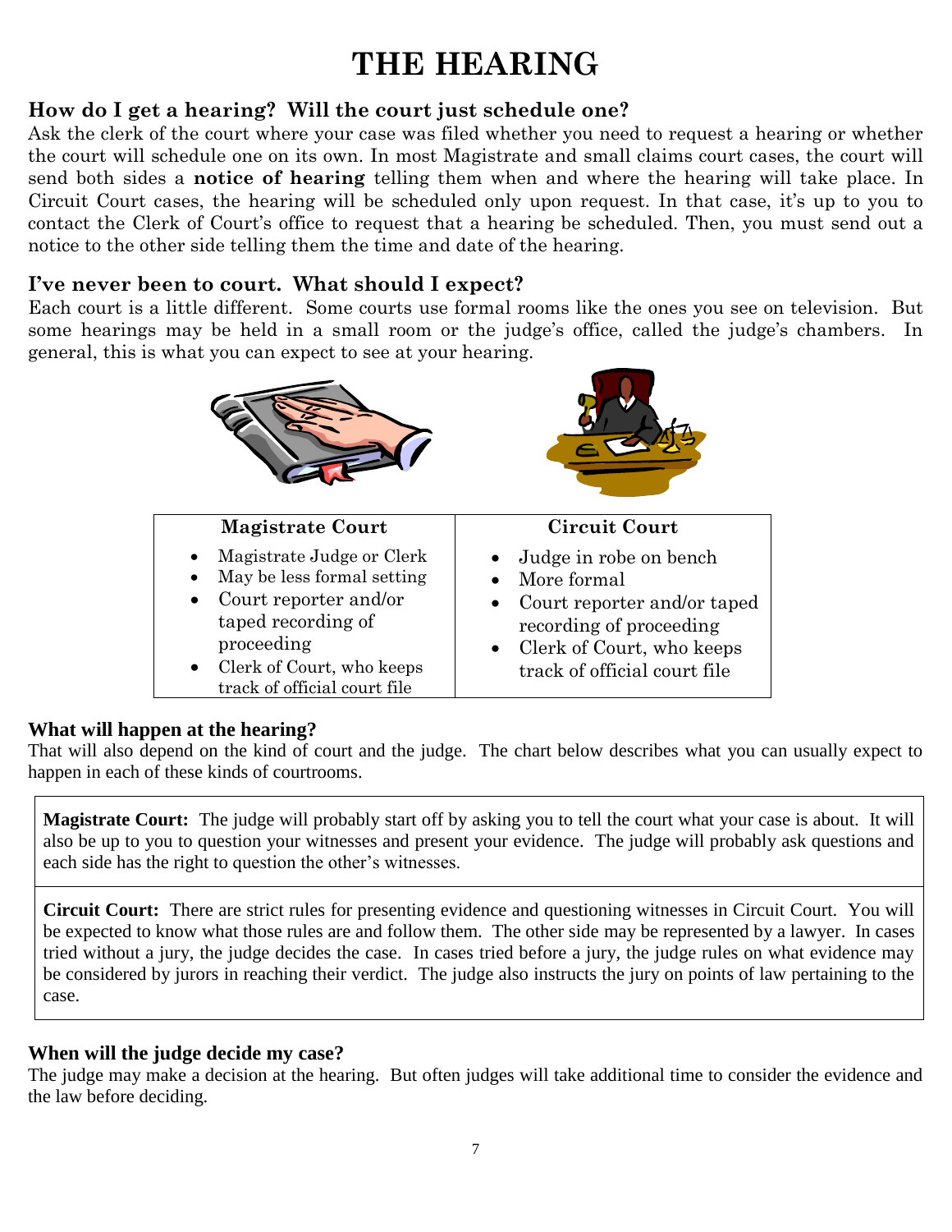# THE HEARING

### How do I get a hearing? Will the court just schedule one?

Ask the clerk of the court where your case was filed whether you need to request a hearing or whether the court will schedule one on its own. In most Magistrate and small claims court cases, the court will send both sides a **notice of hearing** telling them when and where the hearing will take place. In Circuit Court cases, the hearing will be scheduled only upon request. In that case, it's up to you to contact the Clerk of Court's office to request that a hearing be scheduled. Then, you must send out a notice to the other side telling them the time and date of the hearing.

### I've never been to court. What should I expect?

Each court is a little different. Some courts use formal rooms like the ones you see on television. But some hearings may be held in a small room or the judge's office, called the judge's chambers. In general, this is what you can expect to see at your hearing.

| Magistrate Court | Circuit Court |
|---|---|
| • Magistrate Judge or Clerk<br>• May be less formal setting<br>• Court reporter and/or taped recording of proceeding<br>• Clerk of Court, who keeps track of official court file | • Judge in robe on bench<br>• More formal<br>• Court reporter and/or taped recording of proceeding<br>• Clerk of Court, who keeps track of official court file |

### What will happen at the hearing?

That will also depend on the kind of court and the judge. The chart below describes what you can usually expect to happen in each of these kinds of courtrooms.

**Magistrate Court:** The judge will probably start off by asking you to tell the court what your case is about. It will also be up to you to question your witnesses and present your evidence. The judge will probably ask questions and each side has the right to question the other's witnesses.

**Circuit Court:** There are strict rules for presenting evidence and questioning witnesses in Circuit Court. You will be expected to know what those rules are and follow them. The other side may be represented by a lawyer. In cases tried without a jury, the judge decides the case. In cases tried before a jury, the judge rules on what evidence may be considered by jurors in reaching their verdict. The judge also instructs the jury on points of law pertaining to the case.

### When will the judge decide my case?

The judge may make a decision at the hearing. But often judges will take additional time to consider the evidence and the law before deciding.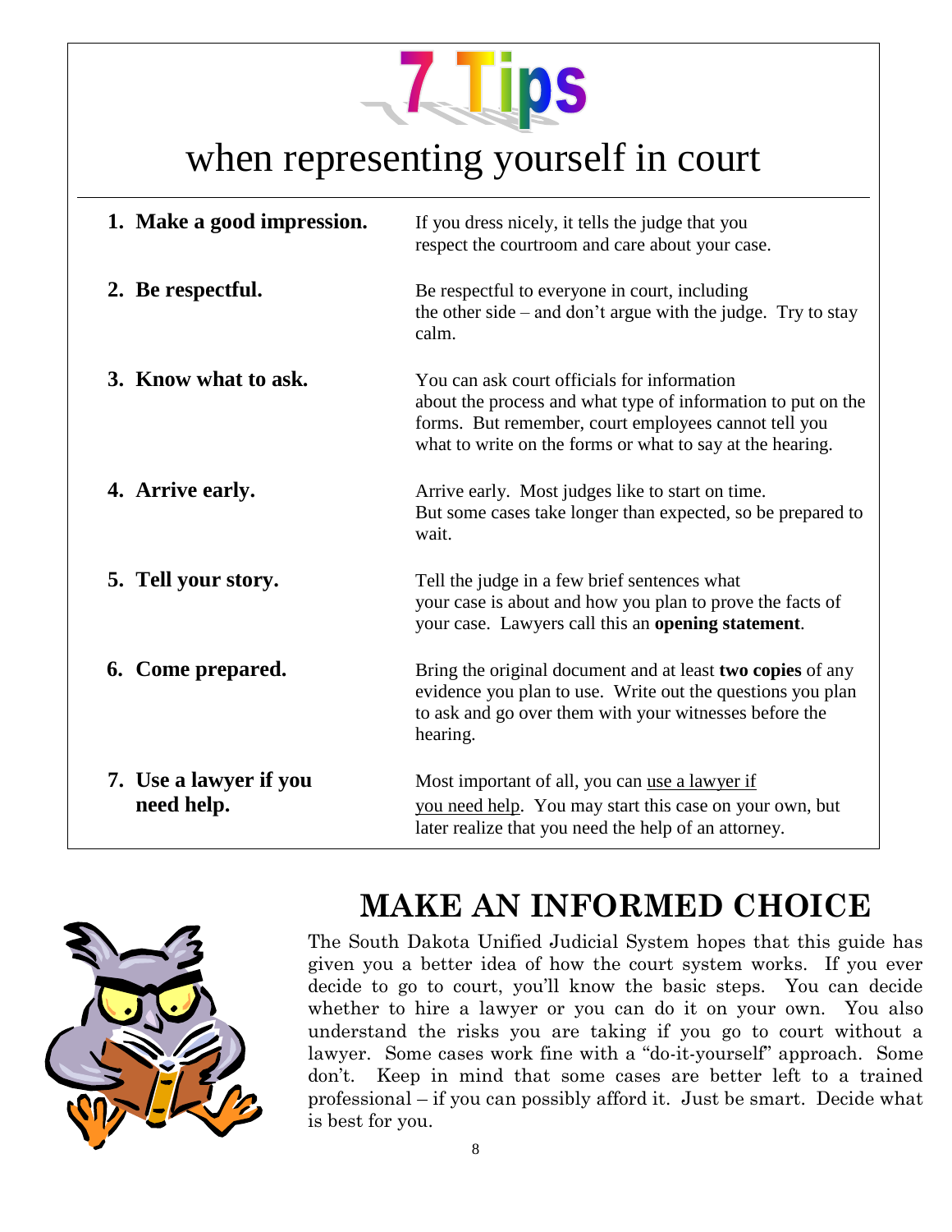# 7 Tips

## when representing yourself in court

1. **Make a good impression.** If you dress nicely, it tells the judge that you respect the courtroom and care about your case.

2. **Be respectful.** Be respectful to everyone in court, including the other side – and don't argue with the judge. Try to stay calm.

3. **Know what to ask.** You can ask court officials for information about the process and what type of information to put on the forms. But remember, court employees cannot tell you what to write on the forms or what to say at the hearing.

4. **Arrive early.** Arrive early. Most judges like to start on time. But some cases take longer than expected, so be prepared to wait.

5. **Tell your story.** Tell the judge in a few brief sentences what your case is about and how you plan to prove the facts of your case. Lawyers call this an **opening statement**.

6. **Come prepared.** Bring the original document and at least **two copies** of any evidence you plan to use. Write out the questions you plan to ask and go over them with your witnesses before the hearing.

7. **Use a lawyer if you need help.** Most important of all, you can use a lawyer if you need help. You may start this case on your own, but later realize that you need the help of an attorney.

## MAKE AN INFORMED CHOICE

The South Dakota Unified Judicial System hopes that this guide has given you a better idea of how the court system works. If you ever decide to go to court, you'll know the basic steps. You can decide whether to hire a lawyer or you can do it on your own. You also understand the risks you are taking if you go to court without a lawyer. Some cases work fine with a "do-it-yourself" approach. Some don't. Keep in mind that some cases are better left to a trained professional – if you can possibly afford it. Just be smart. Decide what is best for you.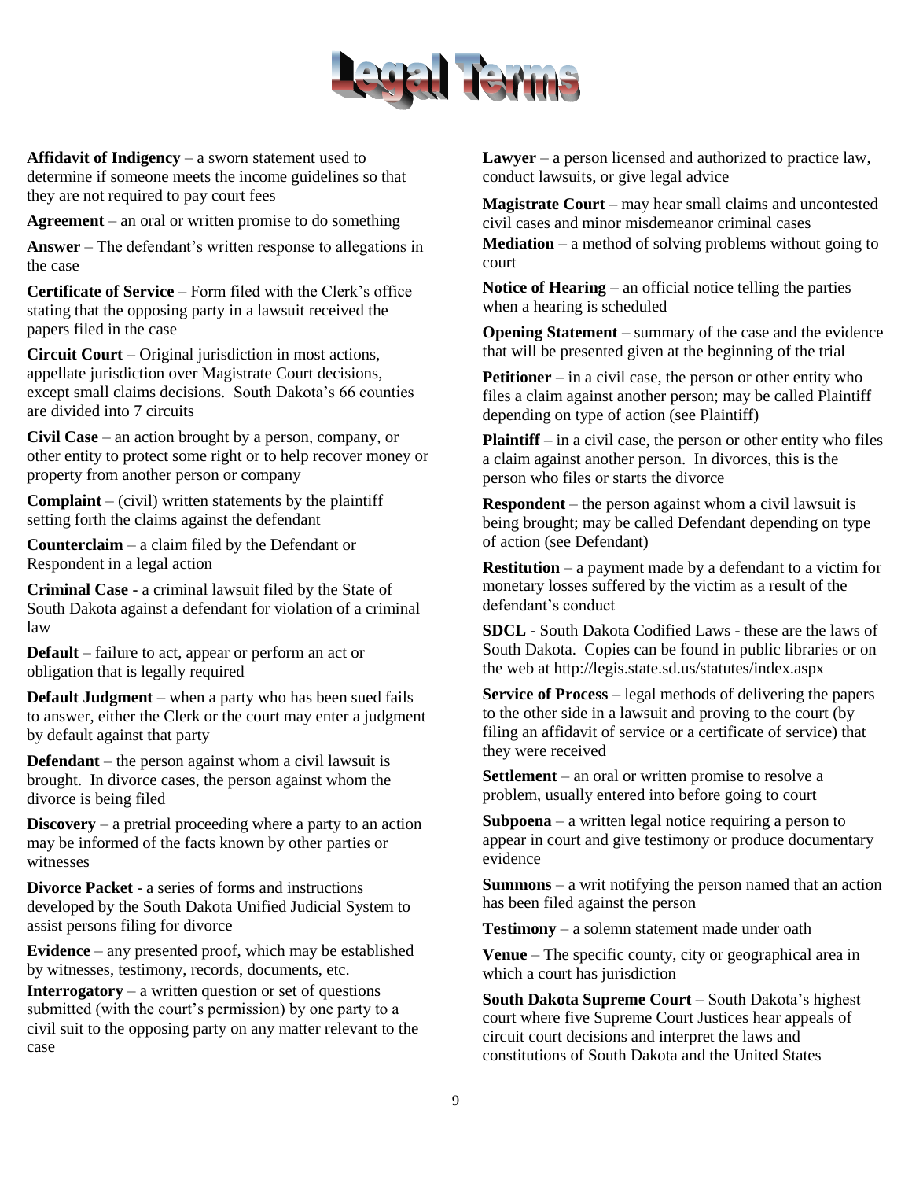# Legal Terms

**Affidavit of Indigency** – a sworn statement used to determine if someone meets the income guidelines so that they are not required to pay court fees

**Agreement** – an oral or written promise to do something

**Answer** – The defendant's written response to allegations in the case

**Certificate of Service** – Form filed with the Clerk's office stating that the opposing party in a lawsuit received the papers filed in the case

**Circuit Court** – Original jurisdiction in most actions, appellate jurisdiction over Magistrate Court decisions, except small claims decisions. South Dakota's 66 counties are divided into 7 circuits

**Civil Case** – an action brought by a person, company, or other entity to protect some right or to help recover money or property from another person or company

**Complaint** – (civil) written statements by the plaintiff setting forth the claims against the defendant

**Counterclaim** – a claim filed by the Defendant or Respondent in a legal action

**Criminal Case** - a criminal lawsuit filed by the State of South Dakota against a defendant for violation of a criminal law

**Default** – failure to act, appear or perform an act or obligation that is legally required

**Default Judgment** – when a party who has been sued fails to answer, either the Clerk or the court may enter a judgment by default against that party

**Defendant** – the person against whom a civil lawsuit is brought. In divorce cases, the person against whom the divorce is being filed

**Discovery** – a pretrial proceeding where a party to an action may be informed of the facts known by other parties or witnesses

**Divorce Packet** - a series of forms and instructions developed by the South Dakota Unified Judicial System to assist persons filing for divorce

**Evidence** – any presented proof, which may be established by witnesses, testimony, records, documents, etc.

**Interrogatory** – a written question or set of questions submitted (with the court's permission) by one party to a civil suit to the opposing party on any matter relevant to the case

**Lawyer** – a person licensed and authorized to practice law, conduct lawsuits, or give legal advice

**Magistrate Court** – may hear small claims and uncontested civil cases and minor misdemeanor criminal cases

**Mediation** – a method of solving problems without going to court

**Notice of Hearing** – an official notice telling the parties when a hearing is scheduled

**Opening Statement** – summary of the case and the evidence that will be presented given at the beginning of the trial

**Petitioner** – in a civil case, the person or other entity who files a claim against another person; may be called Plaintiff depending on type of action (see Plaintiff)

**Plaintiff** – in a civil case, the person or other entity who files a claim against another person. In divorces, this is the person who files or starts the divorce

**Respondent** – the person against whom a civil lawsuit is being brought; may be called Defendant depending on type of action (see Defendant)

**Restitution** – a payment made by a defendant to a victim for monetary losses suffered by the victim as a result of the defendant's conduct

**SDCL -** South Dakota Codified Laws - these are the laws of South Dakota. Copies can be found in public libraries or on the web at http://legis.state.sd.us/statutes/index.aspx

**Service of Process** – legal methods of delivering the papers to the other side in a lawsuit and proving to the court (by filing an affidavit of service or a certificate of service) that they were received

**Settlement** – an oral or written promise to resolve a problem, usually entered into before going to court

**Subpoena** – a written legal notice requiring a person to appear in court and give testimony or produce documentary evidence

**Summons** – a writ notifying the person named that an action has been filed against the person

**Testimony** – a solemn statement made under oath

**Venue** – The specific county, city or geographical area in which a court has jurisdiction

**South Dakota Supreme Court** – South Dakota's highest court where five Supreme Court Justices hear appeals of circuit court decisions and interpret the laws and constitutions of South Dakota and the United States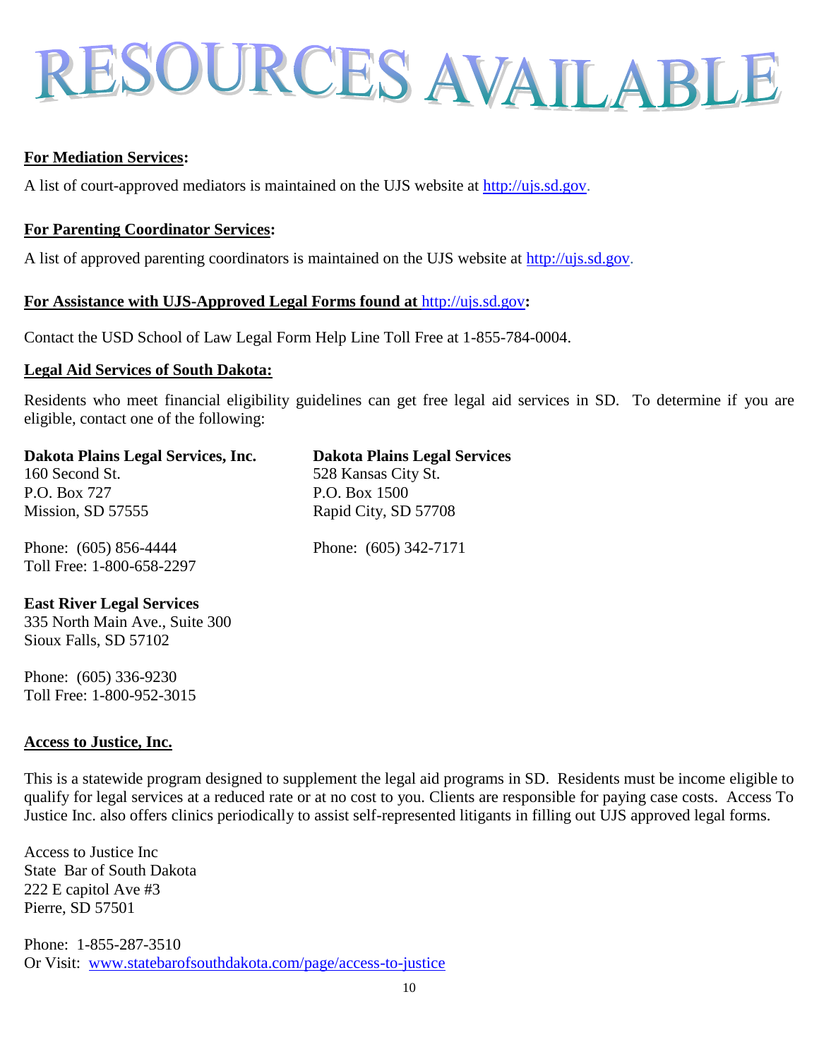# RESOURCES AVAILABLE

**For Mediation Services:**

A list of court-approved mediators is maintained on the UJS website at http://ujs.sd.gov.

**For Parenting Coordinator Services:**

A list of approved parenting coordinators is maintained on the UJS website at http://ujs.sd.gov.

**For Assistance with UJS-Approved Legal Forms found at http://ujs.sd.gov:**

Contact the USD School of Law Legal Form Help Line Toll Free at 1-855-784-0004.

**Legal Aid Services of South Dakota:**

Residents who meet financial eligibility guidelines can get free legal aid services in SD. To determine if you are eligible, contact one of the following:

**Dakota Plains Legal Services, Inc.**
160 Second St.
P.O. Box 727
Mission, SD 57555

Phone: (605) 856-4444
Toll Free: 1-800-658-2297

**Dakota Plains Legal Services**
528 Kansas City St.
P.O. Box 1500
Rapid City, SD 57708

Phone: (605) 342-7171

**East River Legal Services**
335 North Main Ave., Suite 300
Sioux Falls, SD 57102

Phone: (605) 336-9230
Toll Free: 1-800-952-3015

**Access to Justice, Inc.**

This is a statewide program designed to supplement the legal aid programs in SD. Residents must be income eligible to qualify for legal services at a reduced rate or at no cost to you. Clients are responsible for paying case costs. Access To Justice Inc. also offers clinics periodically to assist self-represented litigants in filling out UJS approved legal forms.

Access to Justice Inc
State Bar of South Dakota
222 E capitol Ave #3
Pierre, SD 57501

Phone: 1-855-287-3510
Or Visit: www.statebarofsouthdakota.com/page/access-to-justice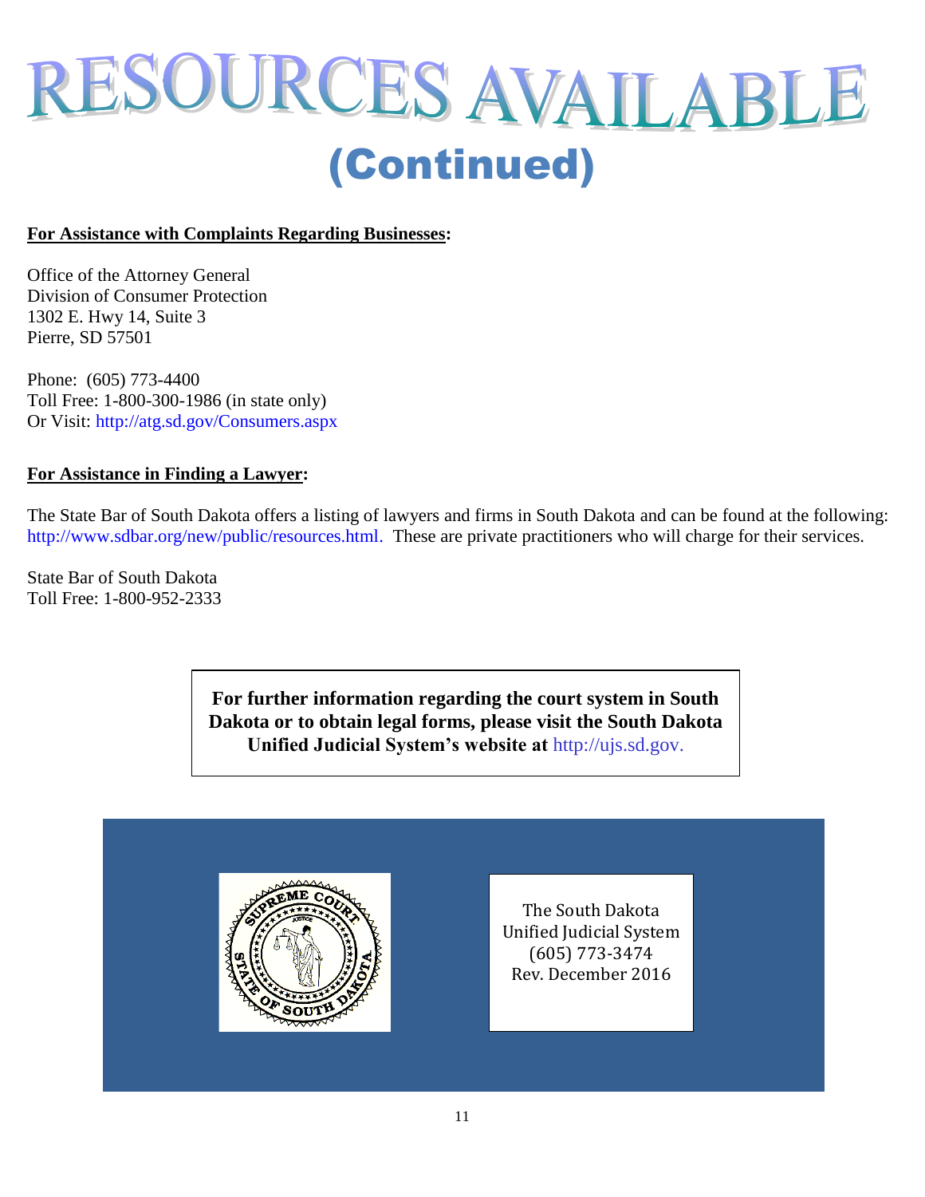# RESOURCES AVAILABLE

## (Continued)

**For Assistance with Complaints Regarding Businesses:**

Office of the Attorney General
Division of Consumer Protection
1302 E. Hwy 14, Suite 3
Pierre, SD 57501

Phone: (605) 773-4400
Toll Free: 1-800-300-1986 (in state only)
Or Visit: http://atg.sd.gov/Consumers.aspx

**For Assistance in Finding a Lawyer:**

The State Bar of South Dakota offers a listing of lawyers and firms in South Dakota and can be found at the following: http://www.sdbar.org/new/public/resources.html. These are private practitioners who will charge for their services.

State Bar of South Dakota
Toll Free: 1-800-952-2333

**For further information regarding the court system in South Dakota or to obtain legal forms, please visit the South Dakota Unified Judicial System's website at** http://ujs.sd.gov.

The South Dakota Unified Judicial System
(605) 773-3474
Rev. December 2016